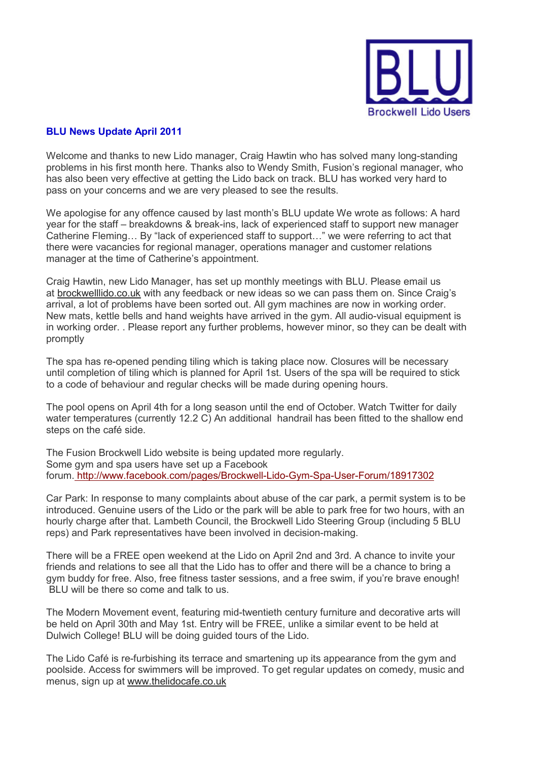BLU
Brockwell Lido Users

## BLU News Update April 2011

Welcome and thanks to new Lido manager, Craig Hawtin who has solved many long-standing problems in his first month here. Thanks also to Wendy Smith, Fusion's regional manager, who has also been very effective at getting the Lido back on track. BLU has worked very hard to pass on your concerns and we are very pleased to see the results.

We apologise for any offence caused by last month's BLU update We wrote as follows: A hard year for the staff – breakdowns & break-ins, lack of experienced staff to support new manager Catherine Fleming… By "lack of experienced staff to support…" we were referring to act that there were vacancies for regional manager, operations manager and customer relations manager at the time of Catherine's appointment.

Craig Hawtin, new Lido Manager, has set up monthly meetings with BLU. Please email us at brockwelllido.co.uk with any feedback or new ideas so we can pass them on. Since Craig's arrival, a lot of problems have been sorted out. All gym machines are now in working order. New mats, kettle bells and hand weights have arrived in the gym. All audio-visual equipment is in working order. . Please report any further problems, however minor, so they can be dealt with promptly

The spa has re-opened pending tiling which is taking place now. Closures will be necessary until completion of tiling which is planned for April 1st. Users of the spa will be required to stick to a code of behaviour and regular checks will be made during opening hours.

The pool opens on April 4th for a long season until the end of October. Watch Twitter for daily water temperatures (currently 12.2 C) An additional handrail has been fitted to the shallow end steps on the café side.

The Fusion Brockwell Lido website is being updated more regularly.
Some gym and spa users have set up a Facebook forum. http://www.facebook.com/pages/Brockwell-Lido-Gym-Spa-User-Forum/18917302

Car Park: In response to many complaints about abuse of the car park, a permit system is to be introduced. Genuine users of the Lido or the park will be able to park free for two hours, with an hourly charge after that. Lambeth Council, the Brockwell Lido Steering Group (including 5 BLU reps) and Park representatives have been involved in decision-making.

There will be a FREE open weekend at the Lido on April 2nd and 3rd. A chance to invite your friends and relations to see all that the Lido has to offer and there will be a chance to bring a gym buddy for free. Also, free fitness taster sessions, and a free swim, if you're brave enough! BLU will be there so come and talk to us.

The Modern Movement event, featuring mid-twentieth century furniture and decorative arts will be held on April 30th and May 1st. Entry will be FREE, unlike a similar event to be held at Dulwich College! BLU will be doing guided tours of the Lido.

The Lido Café is re-furbishing its terrace and smartening up its appearance from the gym and poolside. Access for swimmers will be improved. To get regular updates on comedy, music and menus, sign up at www.thelidocafe.co.uk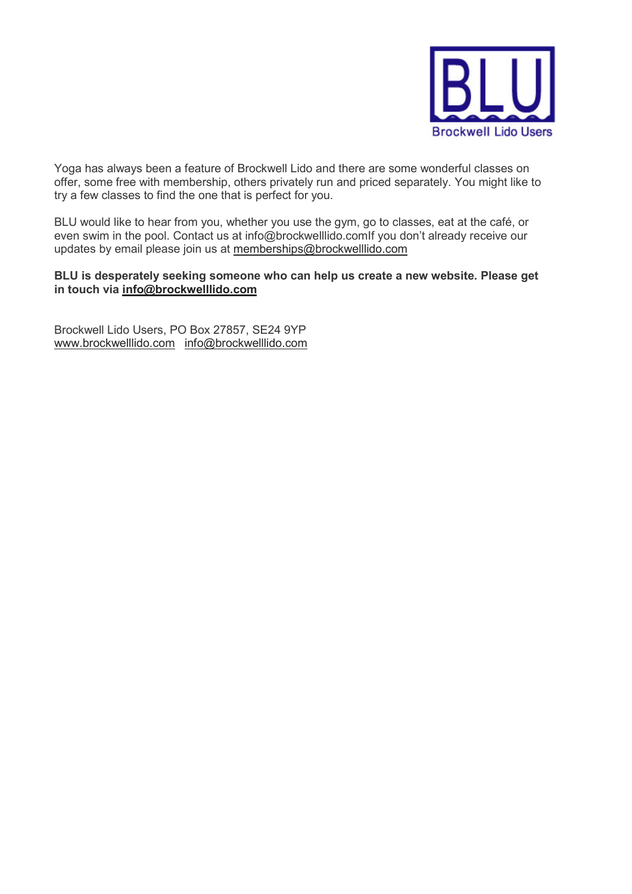Yoga has always been a feature of Brockwell Lido and there are some wonderful classes on offer, some free with membership, others privately run and priced separately. You might like to try a few classes to find the one that is perfect for you.

BLU would like to hear from you, whether you use the gym, go to classes, eat at the café, or even swim in the pool. Contact us at info@brockwelllido.comIf you don't already receive our updates by email please join us at memberships@brockwelllido.com

**BLU is desperately seeking someone who can help us create a new website. Please get in touch via info@brockwelllido.com**

Brockwell Lido Users, PO Box 27857, SE24 9YP
www.brockwelllido.com info@brockwelllido.com